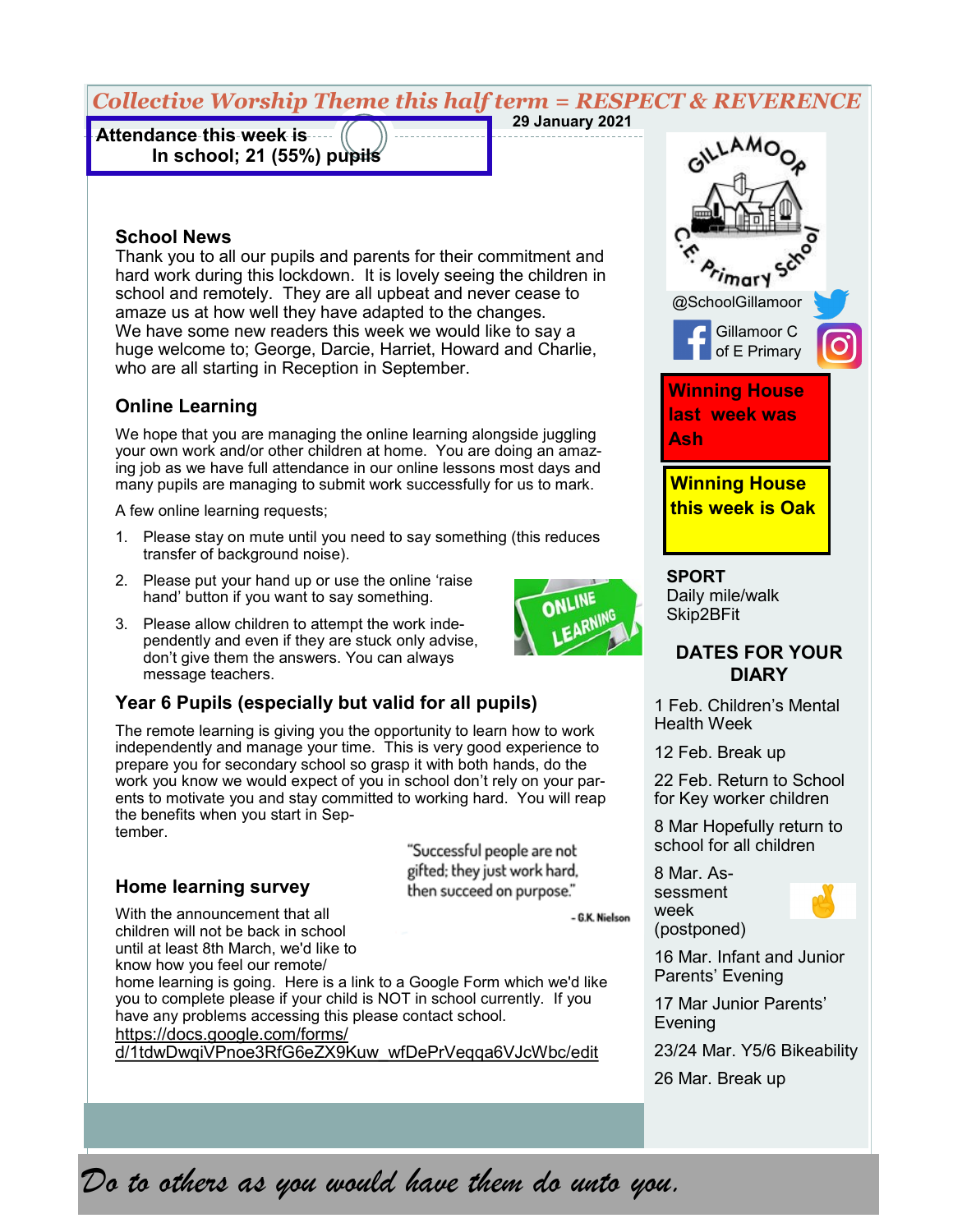*Collective Worship Theme this half term = RESPECT & REVERENCE*

**29 January 2021**

**Attendance this week is**
**In school; 21 (55%) pupils**

## School News

Thank you to all our pupils and parents for their commitment and hard work during this lockdown. It is lovely seeing the children in school and remotely. They are all upbeat and never cease to amaze us at how well they have adapted to the changes.
We have some new readers this week we would like to say a huge welcome to; George, Darcie, Harriet, Howard and Charlie, who are all starting in Reception in September.

## Online Learning

We hope that you are managing the online learning alongside juggling your own work and/or other children at home. You are doing an amazing job as we have full attendance in our online lessons most days and many pupils are managing to submit work successfully for us to mark.

A few online learning requests;

1. Please stay on mute until you need to say something (this reduces transfer of background noise).
2. Please put your hand up or use the online 'raise hand' button if you want to say something.
3. Please allow children to attempt the work independently and even if they are stuck only advise, don't give them the answers. You can always message teachers.

## Year 6 Pupils (especially but valid for all pupils)

The remote learning is giving you the opportunity to learn how to work independently and manage your time. This is very good experience to prepare you for secondary school so grasp it with both hands, do the work you know we would expect of you in school don't rely on your parents to motivate you and stay committed to working hard. You will reap the benefits when you start in September.

"Successful people are not gifted; they just work hard, then succeed on purpose."
- G.K. Nielson

## Home learning survey

With the announcement that all children will not be back in school until at least 8th March, we'd like to know how you feel our remote/home learning is going. Here is a link to a Google Form which we'd like you to complete please if your child is NOT in school currently. If you have any problems accessing this please contact school.
https://docs.google.com/forms/d/1tdwDwqiVPnoe3RfG6eZX9Kuw_wfDePrVeqqa6VJcWbc/edit

Gillamoor C.E. Primary School

@SchoolGillamoor

Gillamoor C of E Primary

**Winning House last week was Ash**

**Winning House this week is Oak**

**SPORT**
Daily mile/walk
Skip2BFit

### DATES FOR YOUR DIARY

1 Feb. Children's Mental Health Week

12 Feb. Break up

22 Feb. Return to School for Key worker children

8 Mar Hopefully return to school for all children

8 Mar. Assessment week (postponed)

16 Mar. Infant and Junior Parents' Evening

17 Mar Junior Parents' Evening

23/24 Mar. Y5/6 Bikeability

26 Mar. Break up

*Do to others as you would have them do unto you.*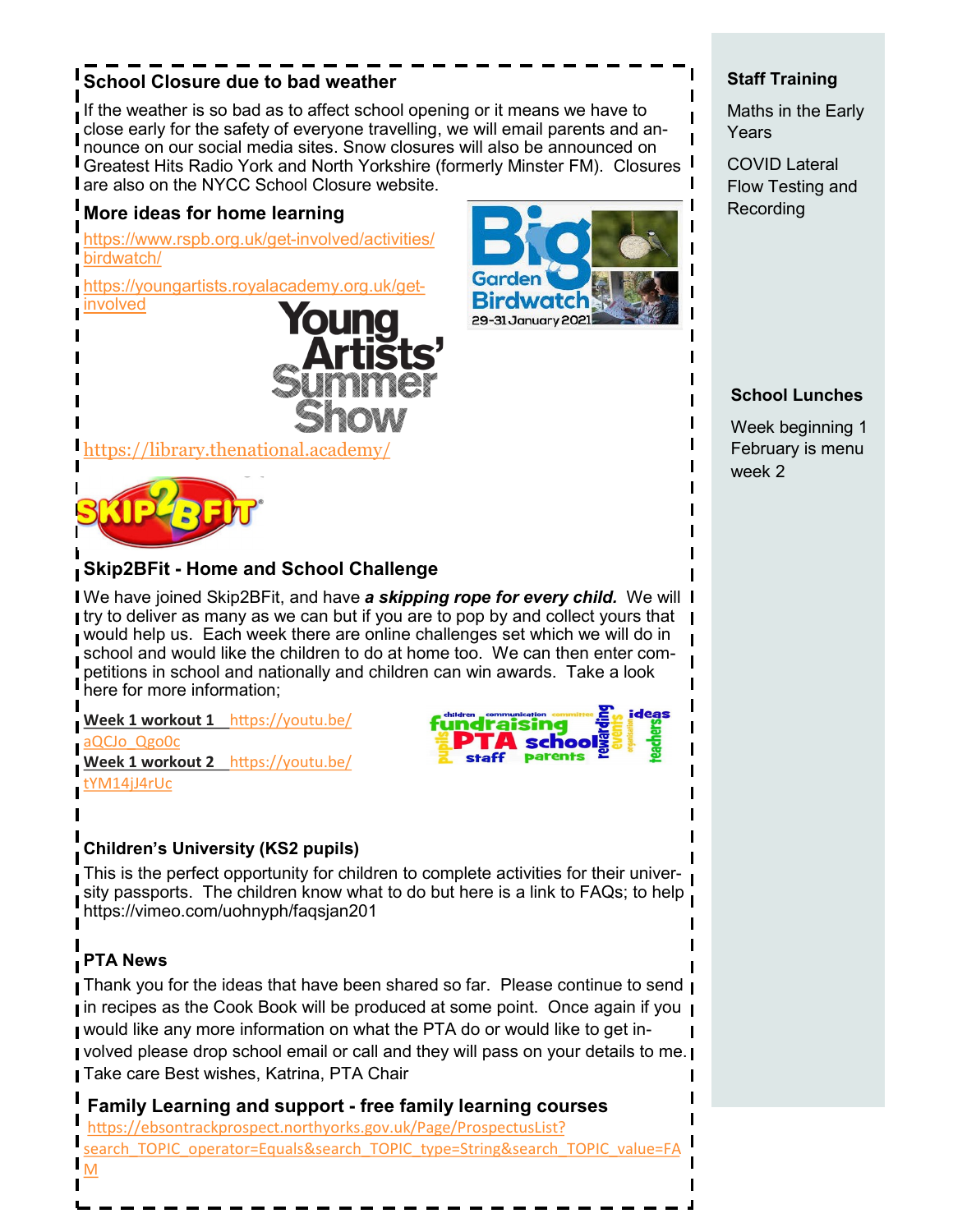## School Closure due to bad weather

If the weather is so bad as to affect school opening or it means we have to close early for the safety of everyone travelling, we will email parents and announce on our social media sites. Snow closures will also be announced on Greatest Hits Radio York and North Yorkshire (formerly Minster FM). Closures are also on the NYCC School Closure website.

## More ideas for home learning

https://www.rspb.org.uk/get-involved/activities/birdwatch/

https://youngartists.royalacademy.org.uk/get-involved

https://library.thenational.academy/

## Skip2BFit - Home and School Challenge

We have joined Skip2BFit, and have ***a skipping rope for every child.*** We will try to deliver as many as we can but if you are to pop by and collect yours that would help us. Each week there are online challenges set which we will do in school and would like the children to do at home too. We can then enter competitions in school and nationally and children can win awards. Take a look here for more information;

**Week 1 workout 1** https://youtu.be/aQCJo_Qgo0c

**Week 1 workout 2** https://youtu.be/tYM14jJ4rUc

## Children's University (KS2 pupils)

This is the perfect opportunity for children to complete activities for their university passports. The children know what to do but here is a link to FAQs; to help https://vimeo.com/uohnyph/faqsjan201

## PTA News

Thank you for the ideas that have been shared so far. Please continue to send in recipes as the Cook Book will be produced at some point. Once again if you would like any more information on what the PTA do or would like to get involved please drop school email or call and they will pass on your details to me. Take care Best wishes, Katrina, PTA Chair

## Family Learning and support - free family learning courses

https://ebsontrackprospect.northyorks.gov.uk/Page/ProspectusList?search_TOPIC_operator=Equals&search_TOPIC_type=String&search_TOPIC_value=FAM

## Staff Training

Maths in the Early Years

COVID Lateral Flow Testing and Recording

## School Lunches

Week beginning 1 February is menu week 2